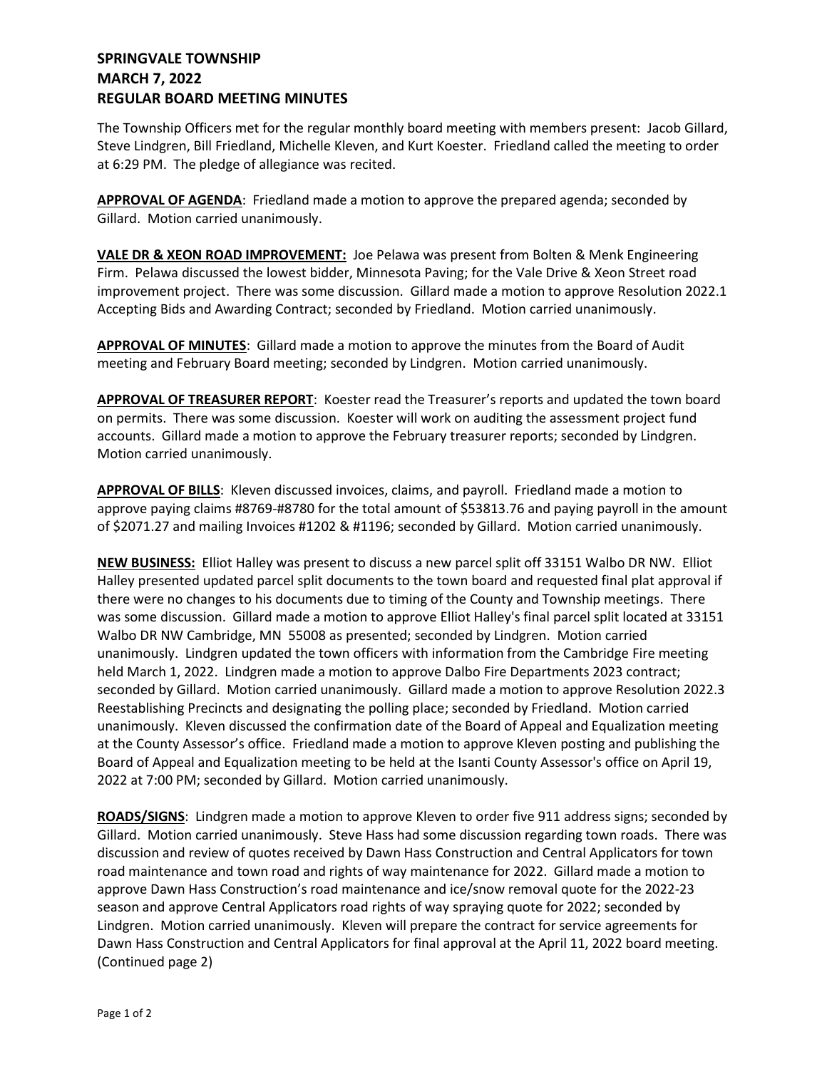**SPRINGVALE TOWNSHIP**
**MARCH 7, 2022**
**REGULAR BOARD MEETING MINUTES**

The Township Officers met for the regular monthly board meeting with members present: Jacob Gillard, Steve Lindgren, Bill Friedland, Michelle Kleven, and Kurt Koester. Friedland called the meeting to order at 6:29 PM. The pledge of allegiance was recited.

**APPROVAL OF AGENDA**: Friedland made a motion to approve the prepared agenda; seconded by Gillard. Motion carried unanimously.

**VALE DR & XEON ROAD IMPROVEMENT:** Joe Pelawa was present from Bolten & Menk Engineering Firm. Pelawa discussed the lowest bidder, Minnesota Paving; for the Vale Drive & Xeon Street road improvement project. There was some discussion. Gillard made a motion to approve Resolution 2022.1 Accepting Bids and Awarding Contract; seconded by Friedland. Motion carried unanimously.

**APPROVAL OF MINUTES**: Gillard made a motion to approve the minutes from the Board of Audit meeting and February Board meeting; seconded by Lindgren. Motion carried unanimously.

**APPROVAL OF TREASURER REPORT**: Koester read the Treasurer's reports and updated the town board on permits. There was some discussion. Koester will work on auditing the assessment project fund accounts. Gillard made a motion to approve the February treasurer reports; seconded by Lindgren. Motion carried unanimously.

**APPROVAL OF BILLS**: Kleven discussed invoices, claims, and payroll. Friedland made a motion to approve paying claims #8769-#8780 for the total amount of $53813.76 and paying payroll in the amount of $2071.27 and mailing Invoices #1202 & #1196; seconded by Gillard. Motion carried unanimously.

**NEW BUSINESS:** Elliot Halley was present to discuss a new parcel split off 33151 Walbo DR NW. Elliot Halley presented updated parcel split documents to the town board and requested final plat approval if there were no changes to his documents due to timing of the County and Township meetings. There was some discussion. Gillard made a motion to approve Elliot Halley's final parcel split located at 33151 Walbo DR NW Cambridge, MN 55008 as presented; seconded by Lindgren. Motion carried unanimously. Lindgren updated the town officers with information from the Cambridge Fire meeting held March 1, 2022. Lindgren made a motion to approve Dalbo Fire Departments 2023 contract; seconded by Gillard. Motion carried unanimously. Gillard made a motion to approve Resolution 2022.3 Reestablishing Precincts and designating the polling place; seconded by Friedland. Motion carried unanimously. Kleven discussed the confirmation date of the Board of Appeal and Equalization meeting at the County Assessor's office. Friedland made a motion to approve Kleven posting and publishing the Board of Appeal and Equalization meeting to be held at the Isanti County Assessor's office on April 19, 2022 at 7:00 PM; seconded by Gillard. Motion carried unanimously.

**ROADS/SIGNS**: Lindgren made a motion to approve Kleven to order five 911 address signs; seconded by Gillard. Motion carried unanimously. Steve Hass had some discussion regarding town roads. There was discussion and review of quotes received by Dawn Hass Construction and Central Applicators for town road maintenance and town road and rights of way maintenance for 2022. Gillard made a motion to approve Dawn Hass Construction's road maintenance and ice/snow removal quote for the 2022-23 season and approve Central Applicators road rights of way spraying quote for 2022; seconded by Lindgren. Motion carried unanimously. Kleven will prepare the contract for service agreements for Dawn Hass Construction and Central Applicators for final approval at the April 11, 2022 board meeting. (Continued page 2)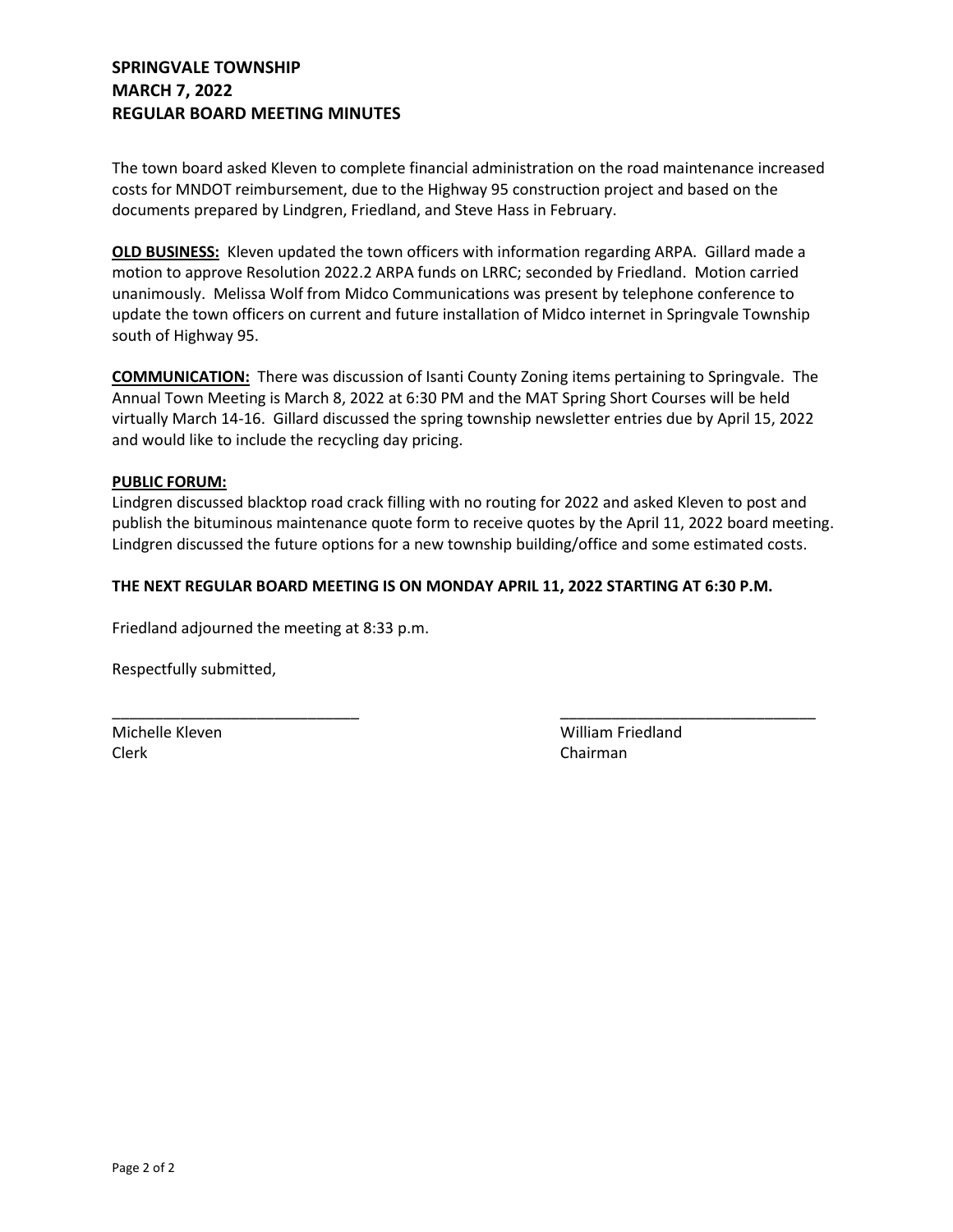**SPRINGVALE TOWNSHIP**
**MARCH 7, 2022**
**REGULAR BOARD MEETING MINUTES**

The town board asked Kleven to complete financial administration on the road maintenance increased costs for MNDOT reimbursement, due to the Highway 95 construction project and based on the documents prepared by Lindgren, Friedland, and Steve Hass in February.

**OLD BUSINESS:** Kleven updated the town officers with information regarding ARPA. Gillard made a motion to approve Resolution 2022.2 ARPA funds on LRRC; seconded by Friedland. Motion carried unanimously. Melissa Wolf from Midco Communications was present by telephone conference to update the town officers on current and future installation of Midco internet in Springvale Township south of Highway 95.

**COMMUNICATION:** There was discussion of Isanti County Zoning items pertaining to Springvale. The Annual Town Meeting is March 8, 2022 at 6:30 PM and the MAT Spring Short Courses will be held virtually March 14-16. Gillard discussed the spring township newsletter entries due by April 15, 2022 and would like to include the recycling day pricing.

**PUBLIC FORUM:**
Lindgren discussed blacktop road crack filling with no routing for 2022 and asked Kleven to post and publish the bituminous maintenance quote form to receive quotes by the April 11, 2022 board meeting. Lindgren discussed the future options for a new township building/office and some estimated costs.

**THE NEXT REGULAR BOARD MEETING IS ON MONDAY APRIL 11, 2022 STARTING AT 6:30 P.M.**

Friedland adjourned the meeting at 8:33 p.m.

Respectfully submitted,

______________________________ ______________________________

Michelle Kleven
Clerk

William Friedland
Chairman